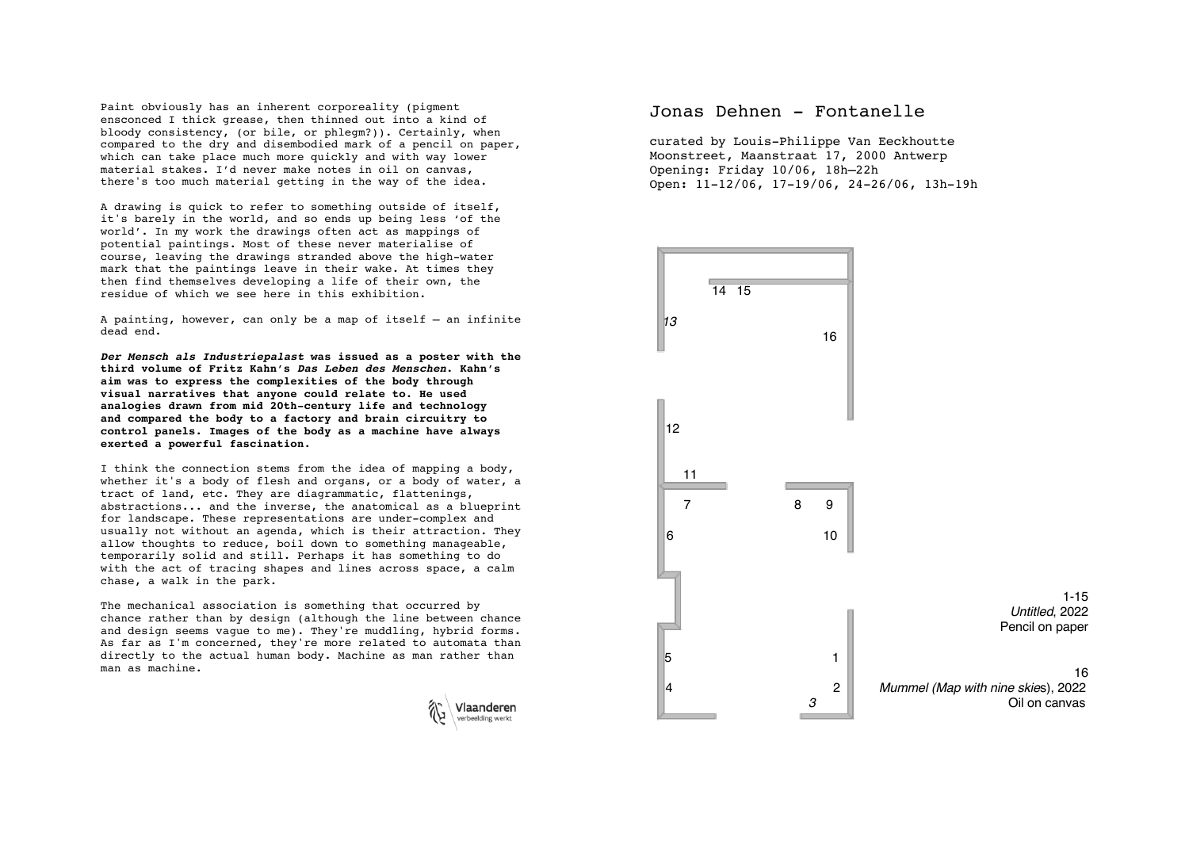Paint obviously has an inherent corporeality (pigment ensconced I thick grease, then thinned out into a kind of bloody consistency, (or bile, or phlegm?)). Certainly, when compared to the dry and disembodied mark of a pencil on paper, which can take place much more quickly and with way lower material stakes. I'd never make notes in oil on canvas, there's too much material getting in the way of the idea.

A drawing is quick to refer to something outside of itself, it's barely in the world, and so ends up being less 'of the world'. In my work the drawings often act as mappings of potential paintings. Most of these never materialise of course, leaving the drawings stranded above the high-water mark that the paintings leave in their wake. At times they then find themselves developing a life of their own, the residue of which we see here in this exhibition.

A painting, however, can only be a map of itself – an infinite dead end.

***Der Mensch als Industriepalast*** **was issued as a poster with the third volume of Fritz Kahn's** ***Das Leben des Menschen*****. Kahn's aim was to express the complexities of the body through visual narratives that anyone could relate to. He used analogies drawn from mid 20th-century life and technology and compared the body to a factory and brain circuitry to control panels. Images of the body as a machine have always exerted a powerful fascination.**

I think the connection stems from the idea of mapping a body, whether it's a body of flesh and organs, or a body of water, a tract of land, etc. They are diagrammatic, flattenings, abstractions... and the inverse, the anatomical as a blueprint for landscape. These representations are under-complex and usually not without an agenda, which is their attraction. They allow thoughts to reduce, boil down to something manageable, temporarily solid and still. Perhaps it has something to do with the act of tracing shapes and lines across space, a calm chase, a walk in the park.

The mechanical association is something that occurred by chance rather than by design (although the line between chance and design seems vague to me). They're muddling, hybrid forms. As far as I'm concerned, they're more related to automata than directly to the actual human body. Machine as man rather than man as machine.

Vlaanderen verbeelding werkt

# Jonas Dehnen - Fontanelle

curated by Louis-Philippe Van Eeckhoutte
Moonstreet, Maanstraat 17, 2000 Antwerp
Opening: Friday 10/06, 18h–22h
Open: 11-12/06, 17-19/06, 24-26/06, 13h-19h

14 15
*13*
16
12
11
7 8 9
6 10
5 1
4 2
*3*

1-15
*Untitled*, 2022
Pencil on paper

16
*Mummel (Map with nine skies*), 2022
Oil on canvas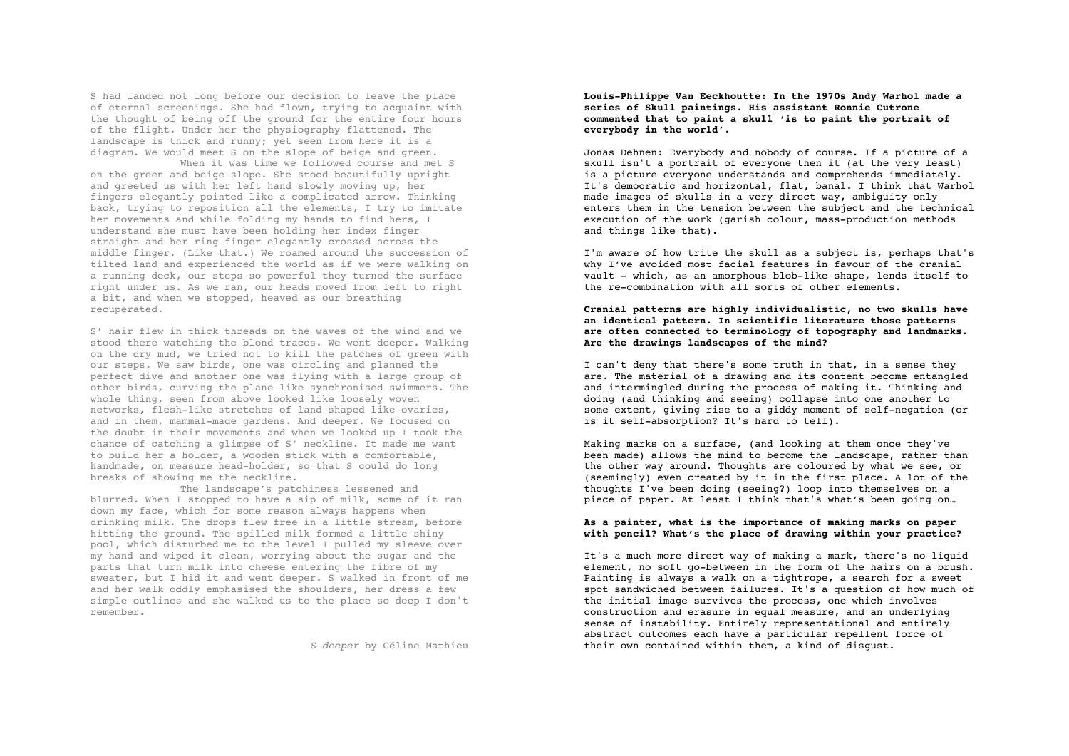S had landed not long before our decision to leave the place of eternal screenings. She had flown, trying to acquaint with the thought of being off the ground for the entire four hours of the flight. Under her the physiography flattened. The landscape is thick and runny; yet seen from here it is a diagram. We would meet S on the slope of beige and green.

When it was time we followed course and met S on the green and beige slope. She stood beautifully upright and greeted us with her left hand slowly moving up, her fingers elegantly pointed like a complicated arrow. Thinking back, trying to reposition all the elements, I try to imitate her movements and while folding my hands to find hers, I understand she must have been holding her index finger straight and her ring finger elegantly crossed across the middle finger. (Like that.) We roamed around the succession of tilted land and experienced the world as if we were walking on a running deck, our steps so powerful they turned the surface right under us. As we ran, our heads moved from left to right a bit, and when we stopped, heaved as our breathing recuperated.

S' hair flew in thick threads on the waves of the wind and we stood there watching the blond traces. We went deeper. Walking on the dry mud, we tried not to kill the patches of green with our steps. We saw birds, one was circling and planned the perfect dive and another one was flying with a large group of other birds, curving the plane like synchronised swimmers. The whole thing, seen from above looked like loosely woven networks, flesh-like stretches of land shaped like ovaries, and in them, mammal-made gardens. And deeper. We focused on the doubt in their movements and when we looked up I took the chance of catching a glimpse of S' neckline. It made me want to build her a holder, a wooden stick with a comfortable, handmade, on measure head-holder, so that S could do long breaks of showing me the neckline.

The landscape's patchiness lessened and blurred. When I stopped to have a sip of milk, some of it ran down my face, which for some reason always happens when drinking milk. The drops flew free in a little stream, before hitting the ground. The spilled milk formed a little shiny pool, which disturbed me to the level I pulled my sleeve over my hand and wiped it clean, worrying about the sugar and the parts that turn milk into cheese entering the fibre of my sweater, but I hid it and went deeper. S walked in front of me and her walk oddly emphasised the shoulders, her dress a few simple outlines and she walked us to the place so deep I don't remember.

*S deeper* by Céline Mathieu

**Louis-Philippe Van Eeckhoutte: In the 1970s Andy Warhol made a series of Skull paintings. His assistant Ronnie Cutrone commented that to paint a skull 'is to paint the portrait of everybody in the world'.**

Jonas Dehnen: Everybody and nobody of course. If a picture of a skull isn't a portrait of everyone then it (at the very least) is a picture everyone understands and comprehends immediately. It's democratic and horizontal, flat, banal. I think that Warhol made images of skulls in a very direct way, ambiguity only enters them in the tension between the subject and the technical execution of the work (garish colour, mass-production methods and things like that).

I'm aware of how trite the skull as a subject is, perhaps that's why I've avoided most facial features in favour of the cranial vault - which, as an amorphous blob-like shape, lends itself to the re-combination with all sorts of other elements.

**Cranial patterns are highly individualistic, no two skulls have an identical pattern. In scientific literature those patterns are often connected to terminology of topography and landmarks. Are the drawings landscapes of the mind?**

I can't deny that there's some truth in that, in a sense they are. The material of a drawing and its content become entangled and intermingled during the process of making it. Thinking and doing (and thinking and seeing) collapse into one another to some extent, giving rise to a giddy moment of self-negation (or is it self-absorption? It's hard to tell).

Making marks on a surface, (and looking at them once they've been made) allows the mind to become the landscape, rather than the other way around. Thoughts are coloured by what we see, or (seemingly) even created by it in the first place. A lot of the thoughts I've been doing (seeing?) loop into themselves on a piece of paper. At least I think that's what's been going on…

**As a painter, what is the importance of making marks on paper with pencil? What's the place of drawing within your practice?**

It's a much more direct way of making a mark, there's no liquid element, no soft go-between in the form of the hairs on a brush. Painting is always a walk on a tightrope, a search for a sweet spot sandwiched between failures. It's a question of how much of the initial image survives the process, one which involves construction and erasure in equal measure, and an underlying sense of instability. Entirely representational and entirely abstract outcomes each have a particular repellent force of their own contained within them, a kind of disgust.